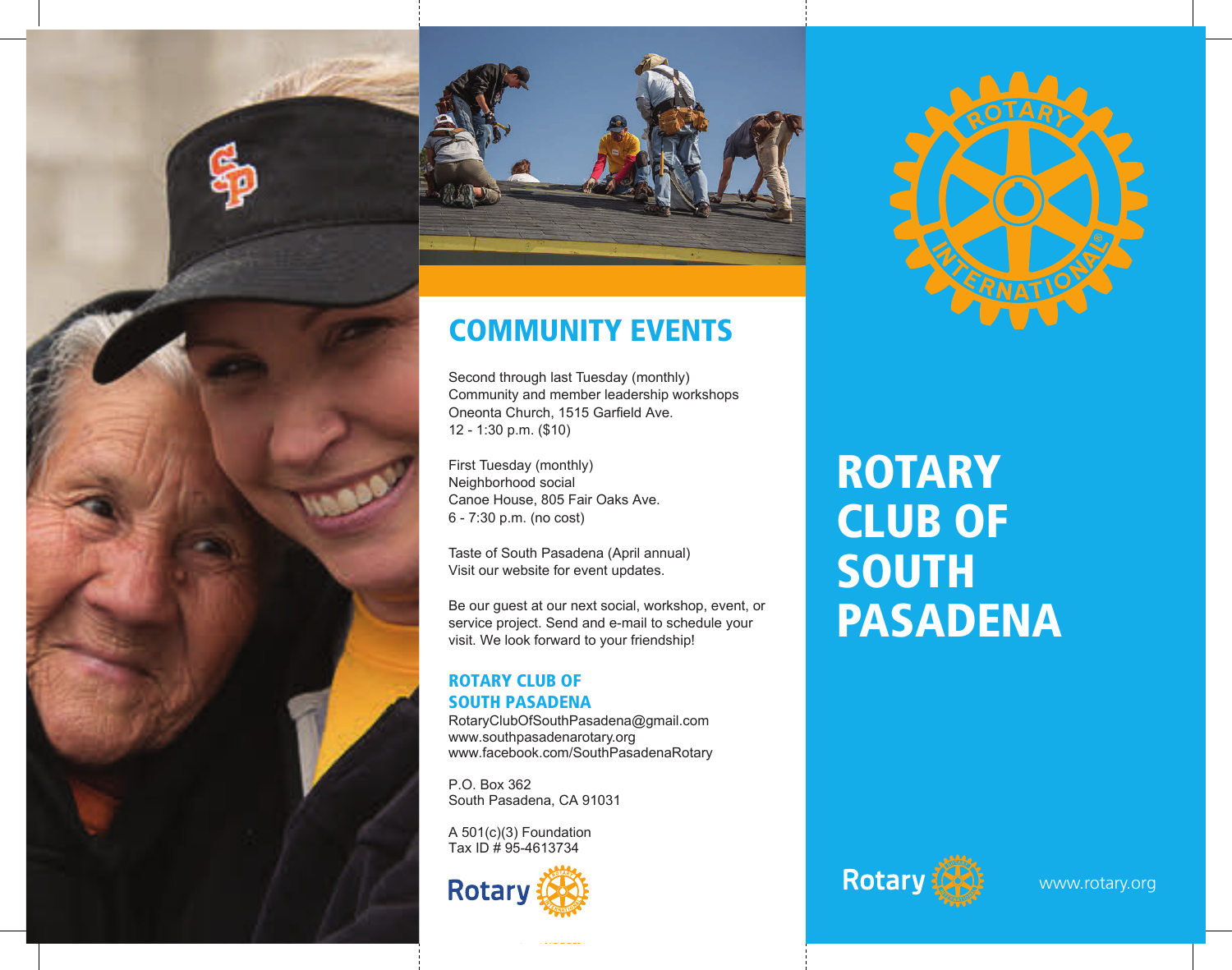## COMMUNITY EVENTS

Second through last Tuesday (monthly)
Community and member leadership workshops
Oneonta Church, 1515 Garfield Ave.
12 - 1:30 p.m. ($10)

First Tuesday (monthly)
Neighborhood social
Canoe House, 805 Fair Oaks Ave.
6 - 7:30 p.m. (no cost)

Taste of South Pasadena (April annual)
Visit our website for event updates.

Be our guest at our next social, workshop, event, or service project. Send and e-mail to schedule your visit. We look forward to your friendship!

### ROTARY CLUB OF SOUTH PASADENA

RotaryClubOfSouthPasadena@gmail.com
www.southpasadenarotary.org
www.facebook.com/SouthPasadenaRotary

P.O. Box 362
South Pasadena, CA 91031

A 501(c)(3) Foundation
Tax ID # 95-4613734

Rotary

# ROTARY CLUB OF SOUTH PASADENA

Rotary

www.rotary.org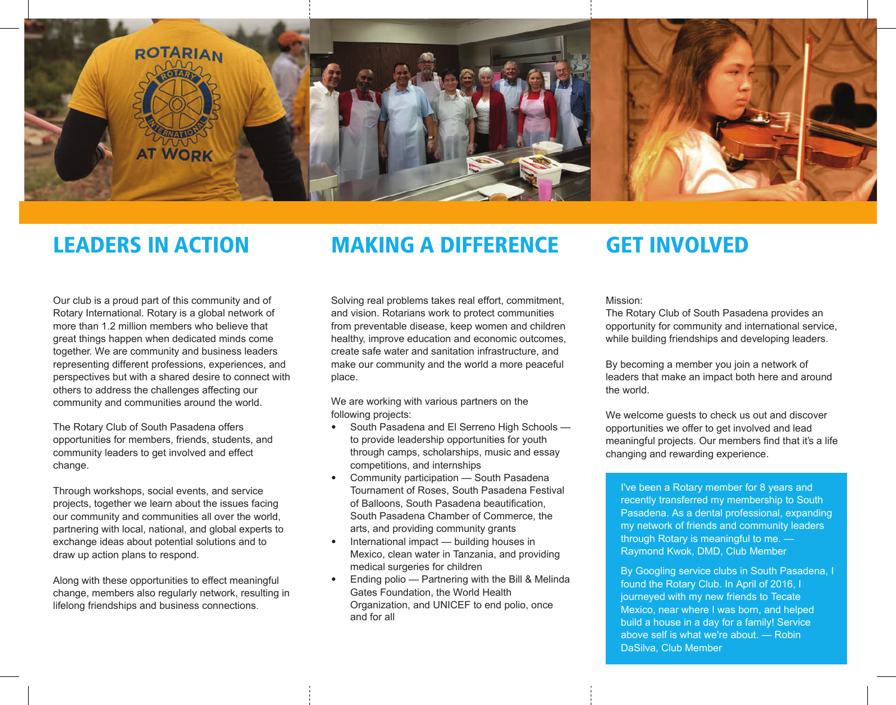## LEADERS IN ACTION

Our club is a proud part of this community and of Rotary International. Rotary is a global network of more than 1.2 million members who believe that great things happen when dedicated minds come together. We are community and business leaders representing different professions, experiences, and perspectives but with a shared desire to connect with others to address the challenges affecting our community and communities around the world.

The Rotary Club of South Pasadena offers opportunities for members, friends, students, and community leaders to get involved and effect change.

Through workshops, social events, and service projects, together we learn about the issues facing our community and communities all over the world, partnering with local, national, and global experts to exchange ideas about potential solutions and to draw up action plans to respond.

Along with these opportunities to effect meaningful change, members also regularly network, resulting in lifelong friendships and business connections.

## MAKING A DIFFERENCE

Solving real problems takes real effort, commitment, and vision. Rotarians work to protect communities from preventable disease, keep women and children healthy, improve education and economic outcomes, create safe water and sanitation infrastructure, and make our community and the world a more peaceful place.

We are working with various partners on the following projects:

- South Pasadena and El Serreno High Schools — to provide leadership opportunities for youth through camps, scholarships, music and essay competitions, and internships
- Community participation — South Pasadena Tournament of Roses, South Pasadena Festival of Balloons, South Pasadena beautification, South Pasadena Chamber of Commerce, the arts, and providing community grants
- International impact — building houses in Mexico, clean water in Tanzania, and providing medical surgeries for children
- Ending polio — Partnering with the Bill & Melinda Gates Foundation, the World Health Organization, and UNICEF to end polio, once and for all

## GET INVOLVED

Mission:
The Rotary Club of South Pasadena provides an opportunity for community and international service, while building friendships and developing leaders.

By becoming a member you join a network of leaders that make an impact both here and around the world.

We welcome guests to check us out and discover opportunities we offer to get involved and lead meaningful projects. Our members find that it's a life changing and rewarding experience.

I've been a Rotary member for 8 years and recently transferred my membership to South Pasadena. As a dental professional, expanding my network of friends and community leaders through Rotary is meaningful to me. — Raymond Kwok, DMD, Club Member

By Googling service clubs in South Pasadena, I found the Rotary Club. In April of 2016, I journeyed with my new friends to Tecate Mexico, near where I was born, and helped build a house in a day for a family! Service above self is what we're about. — Robin DaSilva, Club Member